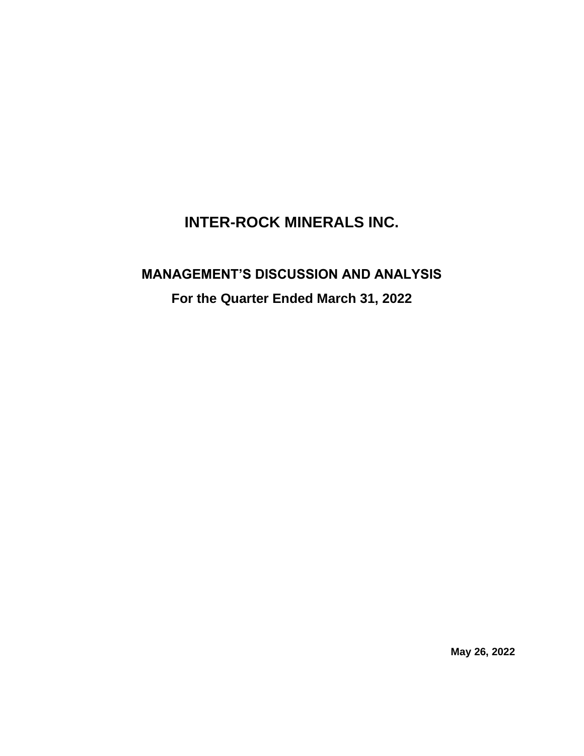# INTER-ROCK MINERALS INC.

## MANAGEMENT'S DISCUSSION AND ANALYSIS

## For the Quarter Ended March 31, 2022

**May 26, 2022**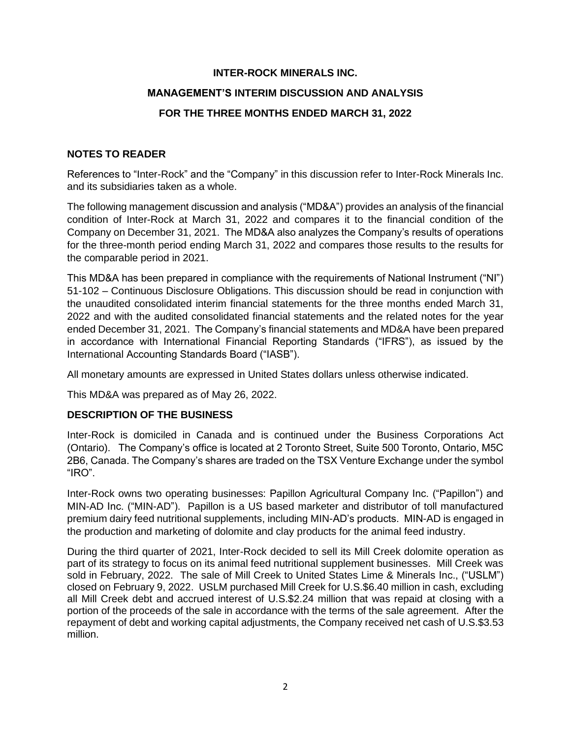**INTER-ROCK MINERALS INC.**

**MANAGEMENT'S INTERIM DISCUSSION AND ANALYSIS**

**FOR THE THREE MONTHS ENDED MARCH 31, 2022**

## NOTES TO READER

References to "Inter-Rock" and the "Company" in this discussion refer to Inter-Rock Minerals Inc. and its subsidiaries taken as a whole.

The following management discussion and analysis ("MD&A") provides an analysis of the financial condition of Inter-Rock at March 31, 2022 and compares it to the financial condition of the Company on December 31, 2021. The MD&A also analyzes the Company's results of operations for the three-month period ending March 31, 2022 and compares those results to the results for the comparable period in 2021.

This MD&A has been prepared in compliance with the requirements of National Instrument ("NI") 51-102 – Continuous Disclosure Obligations. This discussion should be read in conjunction with the unaudited consolidated interim financial statements for the three months ended March 31, 2022 and with the audited consolidated financial statements and the related notes for the year ended December 31, 2021. The Company's financial statements and MD&A have been prepared in accordance with International Financial Reporting Standards ("IFRS"), as issued by the International Accounting Standards Board ("IASB").

All monetary amounts are expressed in United States dollars unless otherwise indicated.

This MD&A was prepared as of May 26, 2022.

## DESCRIPTION OF THE BUSINESS

Inter-Rock is domiciled in Canada and is continued under the Business Corporations Act (Ontario). The Company's office is located at 2 Toronto Street, Suite 500 Toronto, Ontario, M5C 2B6, Canada. The Company's shares are traded on the TSX Venture Exchange under the symbol "IRO".

Inter-Rock owns two operating businesses: Papillon Agricultural Company Inc. ("Papillon") and MIN-AD Inc. ("MIN-AD"). Papillon is a US based marketer and distributor of toll manufactured premium dairy feed nutritional supplements, including MIN-AD's products. MIN-AD is engaged in the production and marketing of dolomite and clay products for the animal feed industry.

During the third quarter of 2021, Inter-Rock decided to sell its Mill Creek dolomite operation as part of its strategy to focus on its animal feed nutritional supplement businesses. Mill Creek was sold in February, 2022. The sale of Mill Creek to United States Lime & Minerals Inc., ("USLM") closed on February 9, 2022. USLM purchased Mill Creek for U.S.$6.40 million in cash, excluding all Mill Creek debt and accrued interest of U.S.$2.24 million that was repaid at closing with a portion of the proceeds of the sale in accordance with the terms of the sale agreement. After the repayment of debt and working capital adjustments, the Company received net cash of U.S.$3.53 million.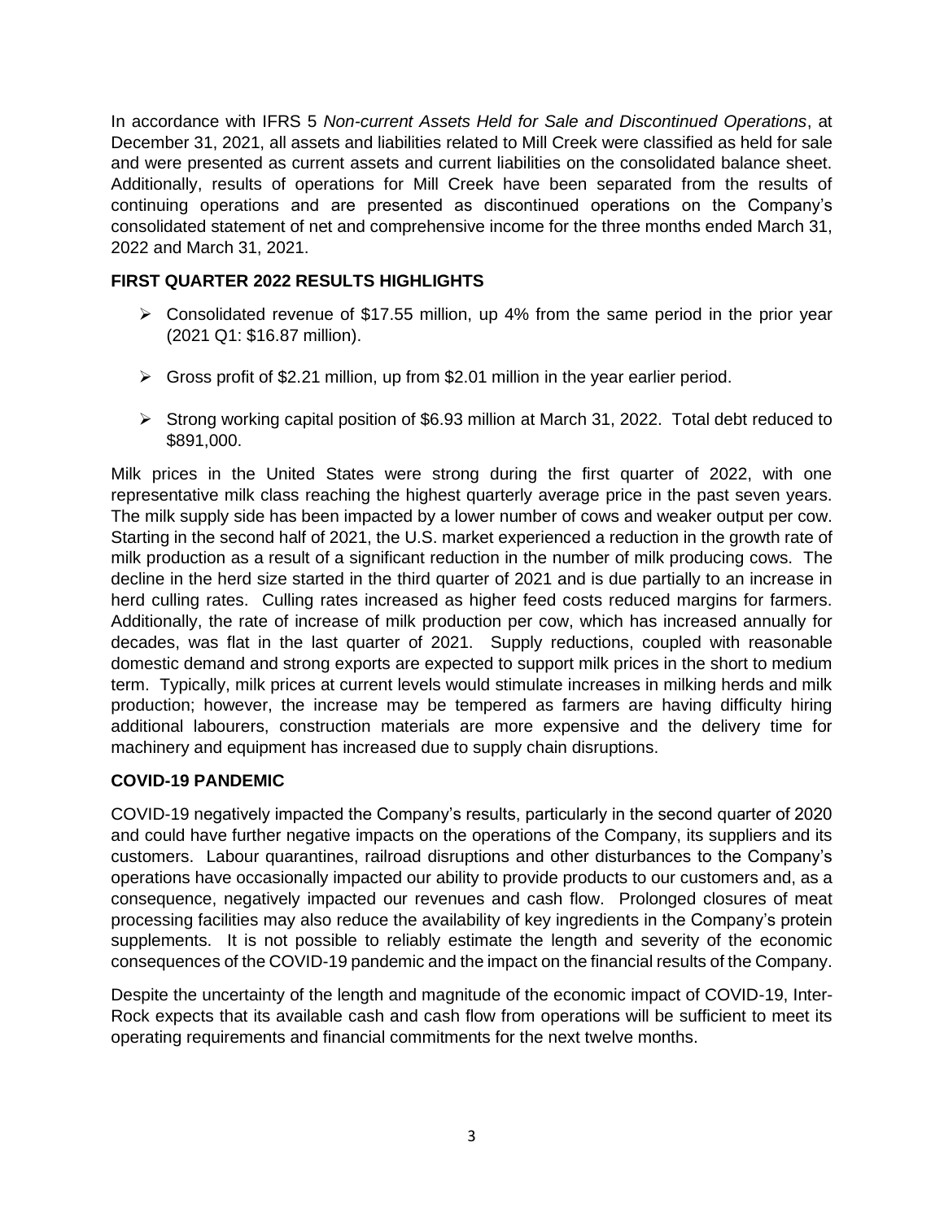In accordance with IFRS 5 *Non-current Assets Held for Sale and Discontinued Operations*, at December 31, 2021, all assets and liabilities related to Mill Creek were classified as held for sale and were presented as current assets and current liabilities on the consolidated balance sheet. Additionally, results of operations for Mill Creek have been separated from the results of continuing operations and are presented as discontinued operations on the Company's consolidated statement of net and comprehensive income for the three months ended March 31, 2022 and March 31, 2021.

## FIRST QUARTER 2022 RESULTS HIGHLIGHTS

- Consolidated revenue of $17.55 million, up 4% from the same period in the prior year (2021 Q1: $16.87 million).
- Gross profit of $2.21 million, up from $2.01 million in the year earlier period.
- Strong working capital position of $6.93 million at March 31, 2022. Total debt reduced to $891,000.

Milk prices in the United States were strong during the first quarter of 2022, with one representative milk class reaching the highest quarterly average price in the past seven years. The milk supply side has been impacted by a lower number of cows and weaker output per cow. Starting in the second half of 2021, the U.S. market experienced a reduction in the growth rate of milk production as a result of a significant reduction in the number of milk producing cows. The decline in the herd size started in the third quarter of 2021 and is due partially to an increase in herd culling rates. Culling rates increased as higher feed costs reduced margins for farmers. Additionally, the rate of increase of milk production per cow, which has increased annually for decades, was flat in the last quarter of 2021. Supply reductions, coupled with reasonable domestic demand and strong exports are expected to support milk prices in the short to medium term. Typically, milk prices at current levels would stimulate increases in milking herds and milk production; however, the increase may be tempered as farmers are having difficulty hiring additional labourers, construction materials are more expensive and the delivery time for machinery and equipment has increased due to supply chain disruptions.

## COVID-19 PANDEMIC

COVID-19 negatively impacted the Company's results, particularly in the second quarter of 2020 and could have further negative impacts on the operations of the Company, its suppliers and its customers. Labour quarantines, railroad disruptions and other disturbances to the Company's operations have occasionally impacted our ability to provide products to our customers and, as a consequence, negatively impacted our revenues and cash flow. Prolonged closures of meat processing facilities may also reduce the availability of key ingredients in the Company's protein supplements. It is not possible to reliably estimate the length and severity of the economic consequences of the COVID-19 pandemic and the impact on the financial results of the Company.

Despite the uncertainty of the length and magnitude of the economic impact of COVID-19, Inter-Rock expects that its available cash and cash flow from operations will be sufficient to meet its operating requirements and financial commitments for the next twelve months.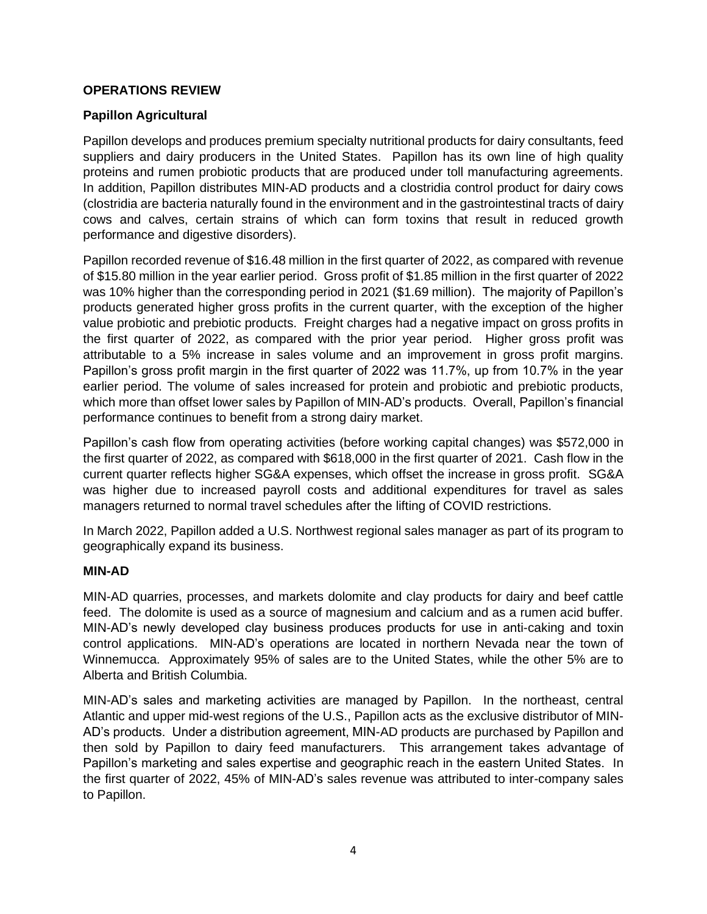## OPERATIONS REVIEW

### Papillon Agricultural

Papillon develops and produces premium specialty nutritional products for dairy consultants, feed suppliers and dairy producers in the United States. Papillon has its own line of high quality proteins and rumen probiotic products that are produced under toll manufacturing agreements. In addition, Papillon distributes MIN-AD products and a clostridia control product for dairy cows (clostridia are bacteria naturally found in the environment and in the gastrointestinal tracts of dairy cows and calves, certain strains of which can form toxins that result in reduced growth performance and digestive disorders).

Papillon recorded revenue of $16.48 million in the first quarter of 2022, as compared with revenue of $15.80 million in the year earlier period. Gross profit of $1.85 million in the first quarter of 2022 was 10% higher than the corresponding period in 2021 ($1.69 million). The majority of Papillon's products generated higher gross profits in the current quarter, with the exception of the higher value probiotic and prebiotic products. Freight charges had a negative impact on gross profits in the first quarter of 2022, as compared with the prior year period. Higher gross profit was attributable to a 5% increase in sales volume and an improvement in gross profit margins. Papillon's gross profit margin in the first quarter of 2022 was 11.7%, up from 10.7% in the year earlier period. The volume of sales increased for protein and probiotic and prebiotic products, which more than offset lower sales by Papillon of MIN-AD's products. Overall, Papillon's financial performance continues to benefit from a strong dairy market.

Papillon's cash flow from operating activities (before working capital changes) was $572,000 in the first quarter of 2022, as compared with $618,000 in the first quarter of 2021. Cash flow in the current quarter reflects higher SG&A expenses, which offset the increase in gross profit. SG&A was higher due to increased payroll costs and additional expenditures for travel as sales managers returned to normal travel schedules after the lifting of COVID restrictions.

In March 2022, Papillon added a U.S. Northwest regional sales manager as part of its program to geographically expand its business.

### MIN-AD

MIN-AD quarries, processes, and markets dolomite and clay products for dairy and beef cattle feed. The dolomite is used as a source of magnesium and calcium and as a rumen acid buffer. MIN-AD's newly developed clay business produces products for use in anti-caking and toxin control applications. MIN-AD's operations are located in northern Nevada near the town of Winnemucca. Approximately 95% of sales are to the United States, while the other 5% are to Alberta and British Columbia.

MIN-AD's sales and marketing activities are managed by Papillon. In the northeast, central Atlantic and upper mid-west regions of the U.S., Papillon acts as the exclusive distributor of MIN-AD's products. Under a distribution agreement, MIN-AD products are purchased by Papillon and then sold by Papillon to dairy feed manufacturers. This arrangement takes advantage of Papillon's marketing and sales expertise and geographic reach in the eastern United States. In the first quarter of 2022, 45% of MIN-AD's sales revenue was attributed to inter-company sales to Papillon.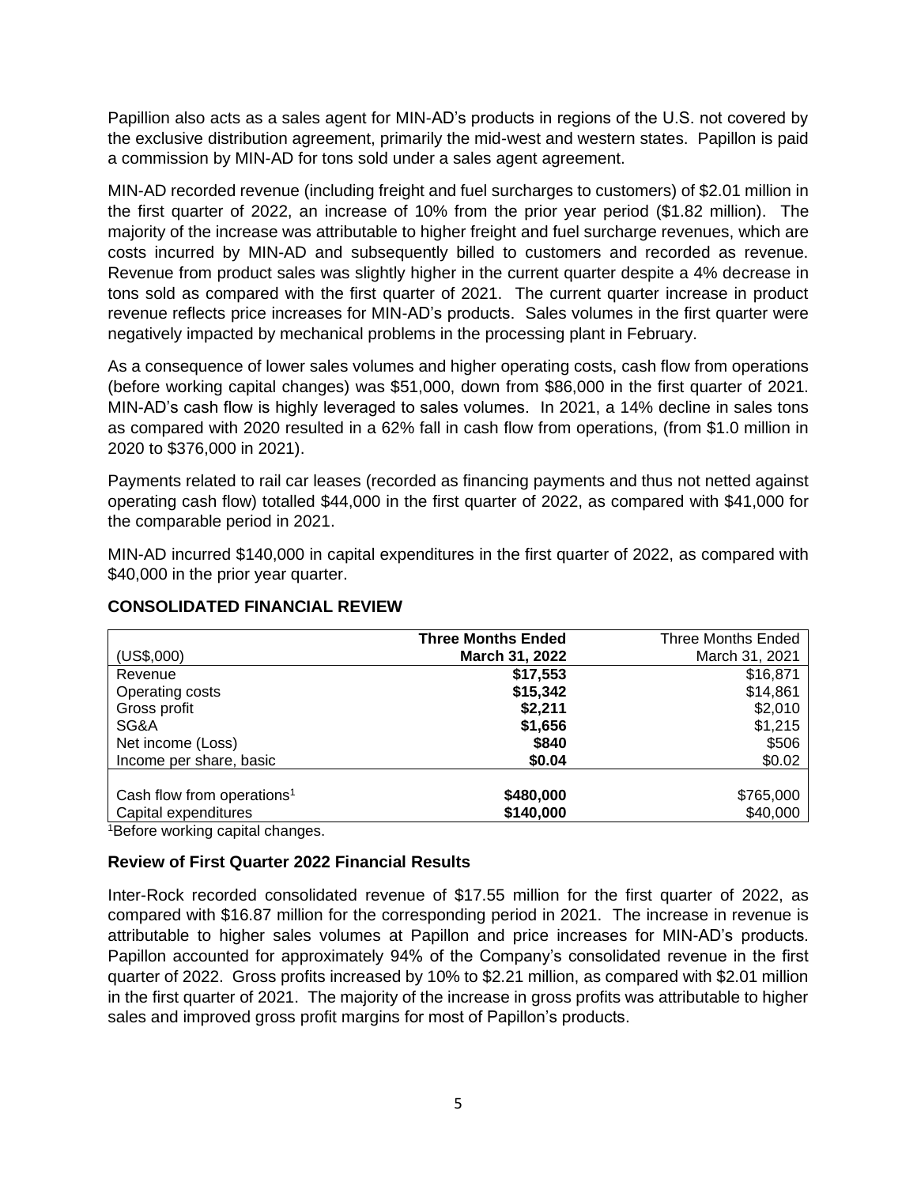Papillion also acts as a sales agent for MIN-AD's products in regions of the U.S. not covered by the exclusive distribution agreement, primarily the mid-west and western states. Papillon is paid a commission by MIN-AD for tons sold under a sales agent agreement.

MIN-AD recorded revenue (including freight and fuel surcharges to customers) of $2.01 million in the first quarter of 2022, an increase of 10% from the prior year period ($1.82 million). The majority of the increase was attributable to higher freight and fuel surcharge revenues, which are costs incurred by MIN-AD and subsequently billed to customers and recorded as revenue. Revenue from product sales was slightly higher in the current quarter despite a 4% decrease in tons sold as compared with the first quarter of 2021. The current quarter increase in product revenue reflects price increases for MIN-AD's products. Sales volumes in the first quarter were negatively impacted by mechanical problems in the processing plant in February.

As a consequence of lower sales volumes and higher operating costs, cash flow from operations (before working capital changes) was $51,000, down from $86,000 in the first quarter of 2021. MIN-AD's cash flow is highly leveraged to sales volumes. In 2021, a 14% decline in sales tons as compared with 2020 resulted in a 62% fall in cash flow from operations, (from $1.0 million in 2020 to $376,000 in 2021).

Payments related to rail car leases (recorded as financing payments and thus not netted against operating cash flow) totalled $44,000 in the first quarter of 2022, as compared with $41,000 for the comparable period in 2021.

MIN-AD incurred $140,000 in capital expenditures in the first quarter of 2022, as compared with $40,000 in the prior year quarter.

## CONSOLIDATED FINANCIAL REVIEW

| (US$,000) | **Three Months Ended March 31, 2022** | Three Months Ended March 31, 2021 |
|---|---|---|
| Revenue | **$17,553** | $16,871 |
| Operating costs | **$15,342** | $14,861 |
| Gross profit | **$2,211** | $2,010 |
| SG&A | **$1,656** | $1,215 |
| Net income (Loss) | **$840** | $506 |
| Income per share, basic | **$0.04** | $0.02 |
| Cash flow from operations[1] | **$480,000** | $765,000 |
| Capital expenditures | **$140,000** | $40,000 |

[1]Before working capital changes.

### Review of First Quarter 2022 Financial Results

Inter-Rock recorded consolidated revenue of $17.55 million for the first quarter of 2022, as compared with $16.87 million for the corresponding period in 2021. The increase in revenue is attributable to higher sales volumes at Papillon and price increases for MIN-AD's products. Papillon accounted for approximately 94% of the Company's consolidated revenue in the first quarter of 2022. Gross profits increased by 10% to $2.21 million, as compared with $2.01 million in the first quarter of 2021. The majority of the increase in gross profits was attributable to higher sales and improved gross profit margins for most of Papillon's products.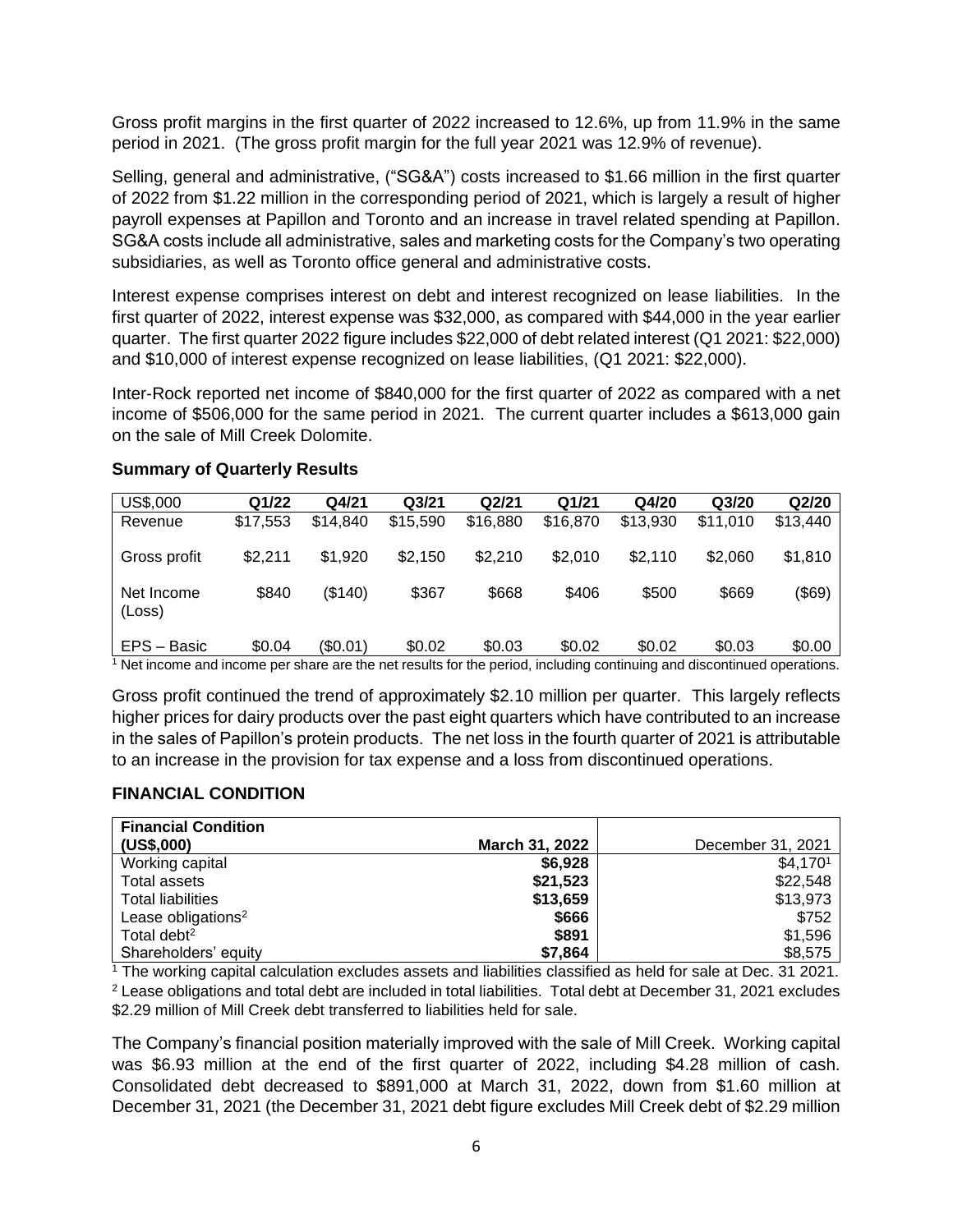Gross profit margins in the first quarter of 2022 increased to 12.6%, up from 11.9% in the same period in 2021. (The gross profit margin for the full year 2021 was 12.9% of revenue).

Selling, general and administrative, ("SG&A") costs increased to $1.66 million in the first quarter of 2022 from $1.22 million in the corresponding period of 2021, which is largely a result of higher payroll expenses at Papillon and Toronto and an increase in travel related spending at Papillon. SG&A costs include all administrative, sales and marketing costs for the Company's two operating subsidiaries, as well as Toronto office general and administrative costs.

Interest expense comprises interest on debt and interest recognized on lease liabilities. In the first quarter of 2022, interest expense was $32,000, as compared with $44,000 in the year earlier quarter. The first quarter 2022 figure includes $22,000 of debt related interest (Q1 2021: $22,000) and $10,000 of interest expense recognized on lease liabilities, (Q1 2021: $22,000).

Inter-Rock reported net income of $840,000 for the first quarter of 2022 as compared with a net income of $506,000 for the same period in 2021. The current quarter includes a $613,000 gain on the sale of Mill Creek Dolomite.

**Summary of Quarterly Results**

| US$,000 | Q1/22 | Q4/21 | Q3/21 | Q2/21 | Q1/21 | Q4/20 | Q3/20 | Q2/20 |
|---|---|---|---|---|---|---|---|---|
| Revenue | $17,553 | $14,840 | $15,590 | $16,880 | $16,870 | $13,930 | $11,010 | $13,440 |
| Gross profit | $2,211 | $1,920 | $2,150 | $2,210 | $2,010 | $2,110 | $2,060 | $1,810 |
| Net Income (Loss) | $840 | ($140) | $367 | $668 | $406 | $500 | $669 | ($69) |
| EPS – Basic | $0.04 | ($0.01) | $0.02 | $0.03 | $0.02 | $0.02 | $0.03 | $0.00 |

[1] Net income and income per share are the net results for the period, including continuing and discontinued operations.

Gross profit continued the trend of approximately $2.10 million per quarter. This largely reflects higher prices for dairy products over the past eight quarters which have contributed to an increase in the sales of Papillon's protein products. The net loss in the fourth quarter of 2021 is attributable to an increase in the provision for tax expense and a loss from discontinued operations.

## FINANCIAL CONDITION

| Financial Condition (US$,000) | March 31, 2022 | December 31, 2021 |
|---|---|---|
| Working capital | **$6,928** | $4,170[1] |
| Total assets | **$21,523** | $22,548 |
| Total liabilities | **$13,659** | $13,973 |
| Lease obligations[2] | **$666** | $752 |
| Total debt[2] | **$891** | $1,596 |
| Shareholders' equity | **$7,864** | $8,575 |

[1] The working capital calculation excludes assets and liabilities classified as held for sale at Dec. 31 2021.
[2] Lease obligations and total debt are included in total liabilities. Total debt at December 31, 2021 excludes $2.29 million of Mill Creek debt transferred to liabilities held for sale.

The Company's financial position materially improved with the sale of Mill Creek. Working capital was $6.93 million at the end of the first quarter of 2022, including $4.28 million of cash. Consolidated debt decreased to $891,000 at March 31, 2022, down from $1.60 million at December 31, 2021 (the December 31, 2021 debt figure excludes Mill Creek debt of $2.29 million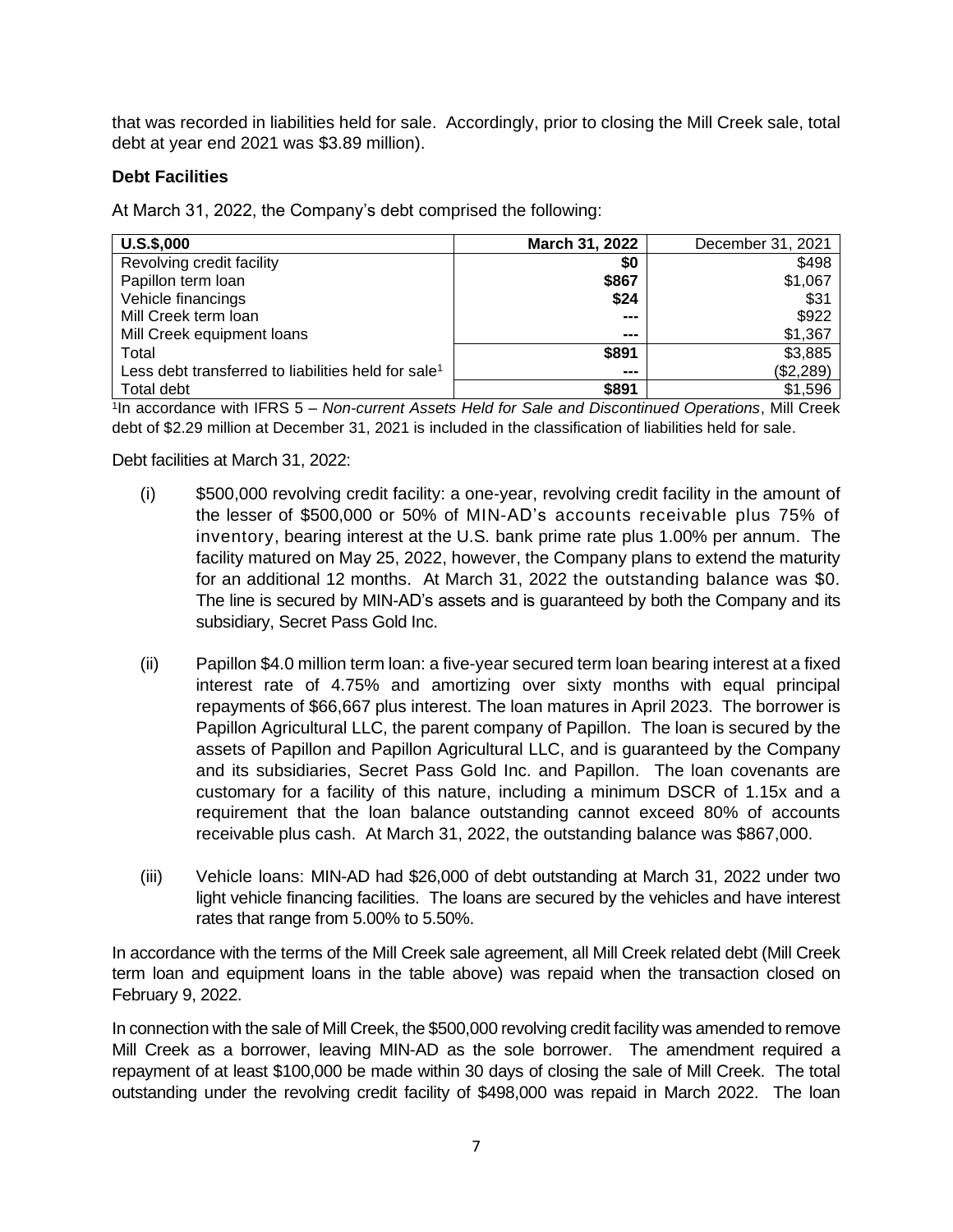that was recorded in liabilities held for sale. Accordingly, prior to closing the Mill Creek sale, total debt at year end 2021 was $3.89 million).

## Debt Facilities

At March 31, 2022, the Company's debt comprised the following:

| U.S.$,000 | March 31, 2022 | December 31, 2021 |
|---|---|---|
| Revolving credit facility | **$0** | $498 |
| Papillon term loan | **$867** | $1,067 |
| Vehicle financings | **$24** | $31 |
| Mill Creek term loan | **---** | $922 |
| Mill Creek equipment loans | **---** | $1,367 |
| Total | **$891** | $3,885 |
| Less debt transferred to liabilities held for sale[1] | **---** | ($2,289) |
| Total debt | **$891** | $1,596 |

[1]In accordance with IFRS 5 – *Non-current Assets Held for Sale and Discontinued Operations*, Mill Creek debt of $2.29 million at December 31, 2021 is included in the classification of liabilities held for sale.

Debt facilities at March 31, 2022:

(i) $500,000 revolving credit facility: a one-year, revolving credit facility in the amount of the lesser of $500,000 or 50% of MIN-AD's accounts receivable plus 75% of inventory, bearing interest at the U.S. bank prime rate plus 1.00% per annum. The facility matured on May 25, 2022, however, the Company plans to extend the maturity for an additional 12 months. At March 31, 2022 the outstanding balance was $0. The line is secured by MIN-AD's assets and is guaranteed by both the Company and its subsidiary, Secret Pass Gold Inc.

(ii) Papillon $4.0 million term loan: a five-year secured term loan bearing interest at a fixed interest rate of 4.75% and amortizing over sixty months with equal principal repayments of $66,667 plus interest. The loan matures in April 2023. The borrower is Papillon Agricultural LLC, the parent company of Papillon. The loan is secured by the assets of Papillon and Papillon Agricultural LLC, and is guaranteed by the Company and its subsidiaries, Secret Pass Gold Inc. and Papillon. The loan covenants are customary for a facility of this nature, including a minimum DSCR of 1.15x and a requirement that the loan balance outstanding cannot exceed 80% of accounts receivable plus cash. At March 31, 2022, the outstanding balance was $867,000.

(iii) Vehicle loans: MIN-AD had $26,000 of debt outstanding at March 31, 2022 under two light vehicle financing facilities. The loans are secured by the vehicles and have interest rates that range from 5.00% to 5.50%.

In accordance with the terms of the Mill Creek sale agreement, all Mill Creek related debt (Mill Creek term loan and equipment loans in the table above) was repaid when the transaction closed on February 9, 2022.

In connection with the sale of Mill Creek, the $500,000 revolving credit facility was amended to remove Mill Creek as a borrower, leaving MIN-AD as the sole borrower. The amendment required a repayment of at least $100,000 be made within 30 days of closing the sale of Mill Creek. The total outstanding under the revolving credit facility of $498,000 was repaid in March 2022. The loan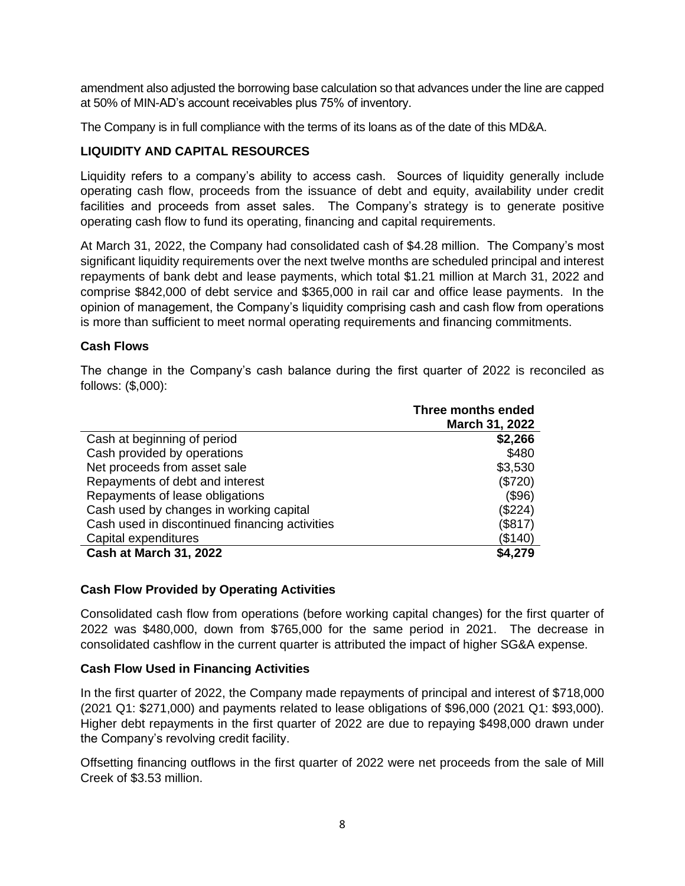amendment also adjusted the borrowing base calculation so that advances under the line are capped at 50% of MIN-AD's account receivables plus 75% of inventory.

The Company is in full compliance with the terms of its loans as of the date of this MD&A.

## LIQUIDITY AND CAPITAL RESOURCES

Liquidity refers to a company's ability to access cash. Sources of liquidity generally include operating cash flow, proceeds from the issuance of debt and equity, availability under credit facilities and proceeds from asset sales. The Company's strategy is to generate positive operating cash flow to fund its operating, financing and capital requirements.

At March 31, 2022, the Company had consolidated cash of $4.28 million. The Company's most significant liquidity requirements over the next twelve months are scheduled principal and interest repayments of bank debt and lease payments, which total $1.21 million at March 31, 2022 and comprise $842,000 of debt service and $365,000 in rail car and office lease payments. In the opinion of management, the Company's liquidity comprising cash and cash flow from operations is more than sufficient to meet normal operating requirements and financing commitments.

### Cash Flows

The change in the Company's cash balance during the first quarter of 2022 is reconciled as follows: ($,000):

| | Three months ended March 31, 2022 |
|---|---:|
| Cash at beginning of period | **$2,266** |
| Cash provided by operations | $480 |
| Net proceeds from asset sale | $3,530 |
| Repayments of debt and interest | ($720) |
| Repayments of lease obligations | ($96) |
| Cash used by changes in working capital | ($224) |
| Cash used in discontinued financing activities | ($817) |
| Capital expenditures | ($140) |
| **Cash at March 31, 2022** | **$4,279** |

### Cash Flow Provided by Operating Activities

Consolidated cash flow from operations (before working capital changes) for the first quarter of 2022 was $480,000, down from $765,000 for the same period in 2021. The decrease in consolidated cashflow in the current quarter is attributed the impact of higher SG&A expense.

### Cash Flow Used in Financing Activities

In the first quarter of 2022, the Company made repayments of principal and interest of $718,000 (2021 Q1: $271,000) and payments related to lease obligations of $96,000 (2021 Q1: $93,000). Higher debt repayments in the first quarter of 2022 are due to repaying $498,000 drawn under the Company's revolving credit facility.

Offsetting financing outflows in the first quarter of 2022 were net proceeds from the sale of Mill Creek of $3.53 million.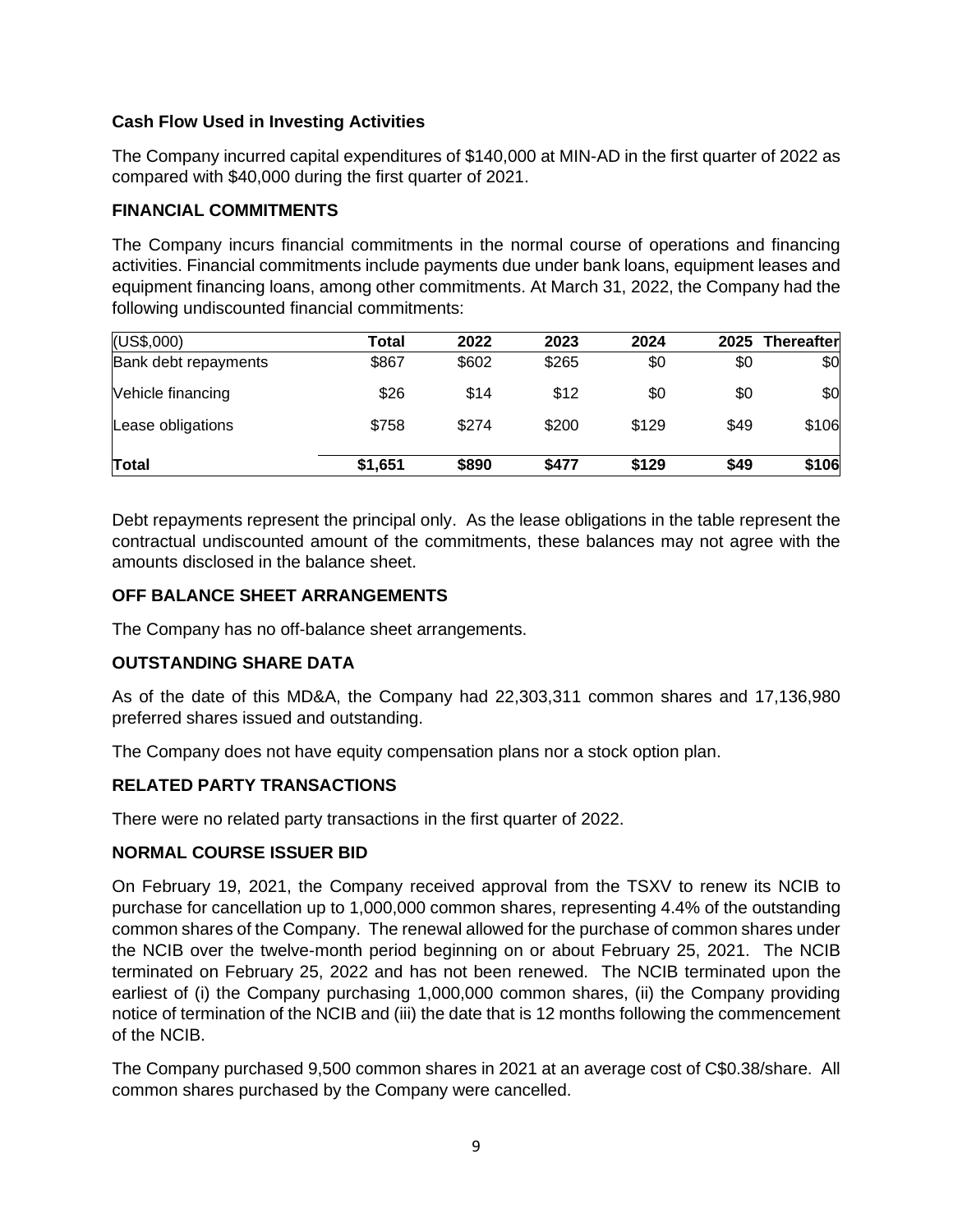### Cash Flow Used in Investing Activities

The Company incurred capital expenditures of $140,000 at MIN-AD in the first quarter of 2022 as compared with $40,000 during the first quarter of 2021.

### FINANCIAL COMMITMENTS

The Company incurs financial commitments in the normal course of operations and financing activities. Financial commitments include payments due under bank loans, equipment leases and equipment financing loans, among other commitments. At March 31, 2022, the Company had the following undiscounted financial commitments:

| (US$,000) | Total | 2022 | 2023 | 2024 | 2025 | Thereafter |
|---|---|---|---|---|---|---|
| Bank debt repayments | $867 | $602 | $265 | $0 | $0 | $0 |
| Vehicle financing | $26 | $14 | $12 | $0 | $0 | $0 |
| Lease obligations | $758 | $274 | $200 | $129 | $49 | $106 |
| **Total** | **$1,651** | **$890** | **$477** | **$129** | **$49** | **$106** |

Debt repayments represent the principal only. As the lease obligations in the table represent the contractual undiscounted amount of the commitments, these balances may not agree with the amounts disclosed in the balance sheet.

### OFF BALANCE SHEET ARRANGEMENTS

The Company has no off-balance sheet arrangements.

### OUTSTANDING SHARE DATA

As of the date of this MD&A, the Company had 22,303,311 common shares and 17,136,980 preferred shares issued and outstanding.

The Company does not have equity compensation plans nor a stock option plan.

### RELATED PARTY TRANSACTIONS

There were no related party transactions in the first quarter of 2022.

### NORMAL COURSE ISSUER BID

On February 19, 2021, the Company received approval from the TSXV to renew its NCIB to purchase for cancellation up to 1,000,000 common shares, representing 4.4% of the outstanding common shares of the Company. The renewal allowed for the purchase of common shares under the NCIB over the twelve-month period beginning on or about February 25, 2021. The NCIB terminated on February 25, 2022 and has not been renewed. The NCIB terminated upon the earliest of (i) the Company purchasing 1,000,000 common shares, (ii) the Company providing notice of termination of the NCIB and (iii) the date that is 12 months following the commencement of the NCIB.

The Company purchased 9,500 common shares in 2021 at an average cost of C$0.38/share. All common shares purchased by the Company were cancelled.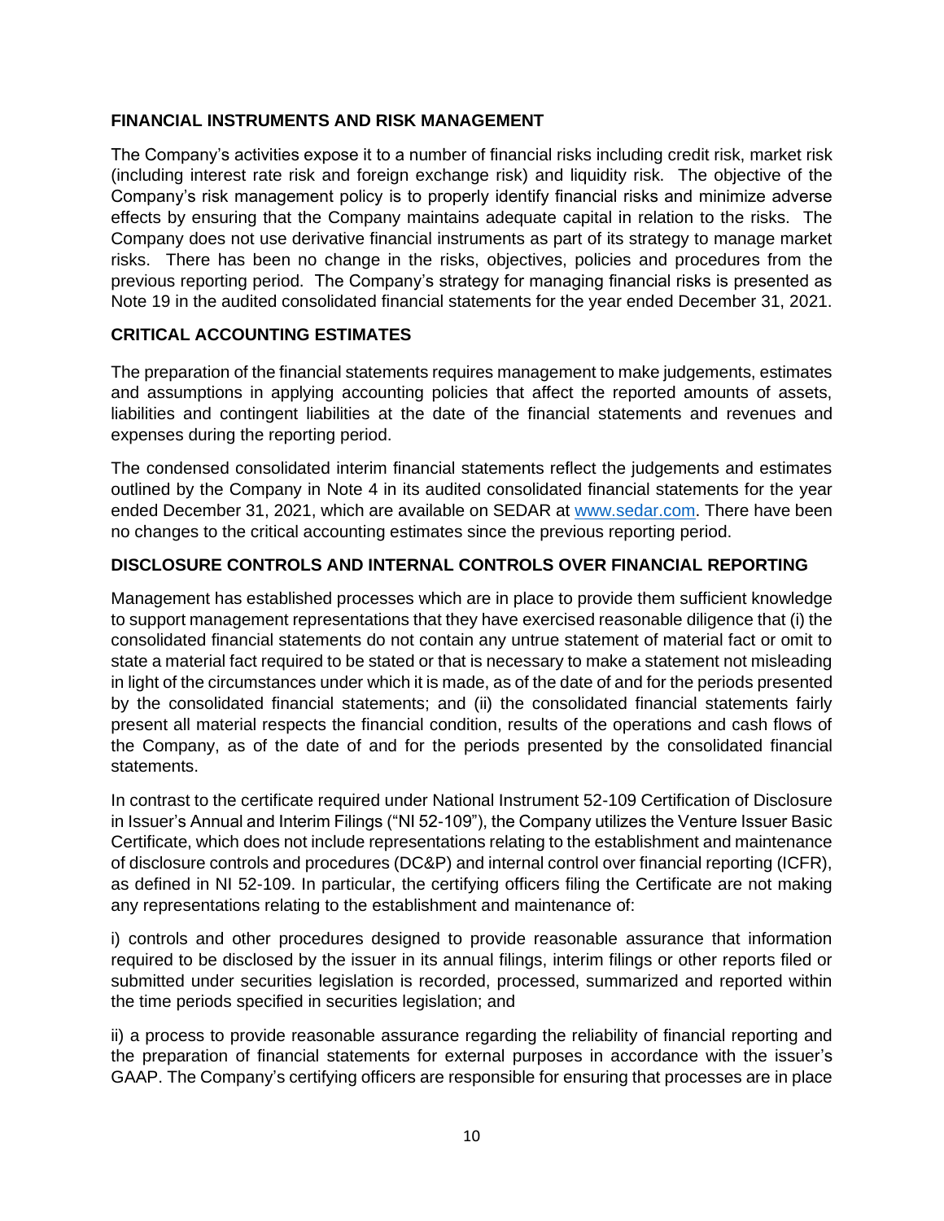## FINANCIAL INSTRUMENTS AND RISK MANAGEMENT

The Company's activities expose it to a number of financial risks including credit risk, market risk (including interest rate risk and foreign exchange risk) and liquidity risk. The objective of the Company's risk management policy is to properly identify financial risks and minimize adverse effects by ensuring that the Company maintains adequate capital in relation to the risks. The Company does not use derivative financial instruments as part of its strategy to manage market risks. There has been no change in the risks, objectives, policies and procedures from the previous reporting period. The Company's strategy for managing financial risks is presented as Note 19 in the audited consolidated financial statements for the year ended December 31, 2021.

## CRITICAL ACCOUNTING ESTIMATES

The preparation of the financial statements requires management to make judgements, estimates and assumptions in applying accounting policies that affect the reported amounts of assets, liabilities and contingent liabilities at the date of the financial statements and revenues and expenses during the reporting period.

The condensed consolidated interim financial statements reflect the judgements and estimates outlined by the Company in Note 4 in its audited consolidated financial statements for the year ended December 31, 2021, which are available on SEDAR at www.sedar.com. There have been no changes to the critical accounting estimates since the previous reporting period.

## DISCLOSURE CONTROLS AND INTERNAL CONTROLS OVER FINANCIAL REPORTING

Management has established processes which are in place to provide them sufficient knowledge to support management representations that they have exercised reasonable diligence that (i) the consolidated financial statements do not contain any untrue statement of material fact or omit to state a material fact required to be stated or that is necessary to make a statement not misleading in light of the circumstances under which it is made, as of the date of and for the periods presented by the consolidated financial statements; and (ii) the consolidated financial statements fairly present all material respects the financial condition, results of the operations and cash flows of the Company, as of the date of and for the periods presented by the consolidated financial statements.

In contrast to the certificate required under National Instrument 52-109 Certification of Disclosure in Issuer's Annual and Interim Filings ("NI 52-109"), the Company utilizes the Venture Issuer Basic Certificate, which does not include representations relating to the establishment and maintenance of disclosure controls and procedures (DC&P) and internal control over financial reporting (ICFR), as defined in NI 52-109. In particular, the certifying officers filing the Certificate are not making any representations relating to the establishment and maintenance of:

i) controls and other procedures designed to provide reasonable assurance that information required to be disclosed by the issuer in its annual filings, interim filings or other reports filed or submitted under securities legislation is recorded, processed, summarized and reported within the time periods specified in securities legislation; and

ii) a process to provide reasonable assurance regarding the reliability of financial reporting and the preparation of financial statements for external purposes in accordance with the issuer's GAAP. The Company's certifying officers are responsible for ensuring that processes are in place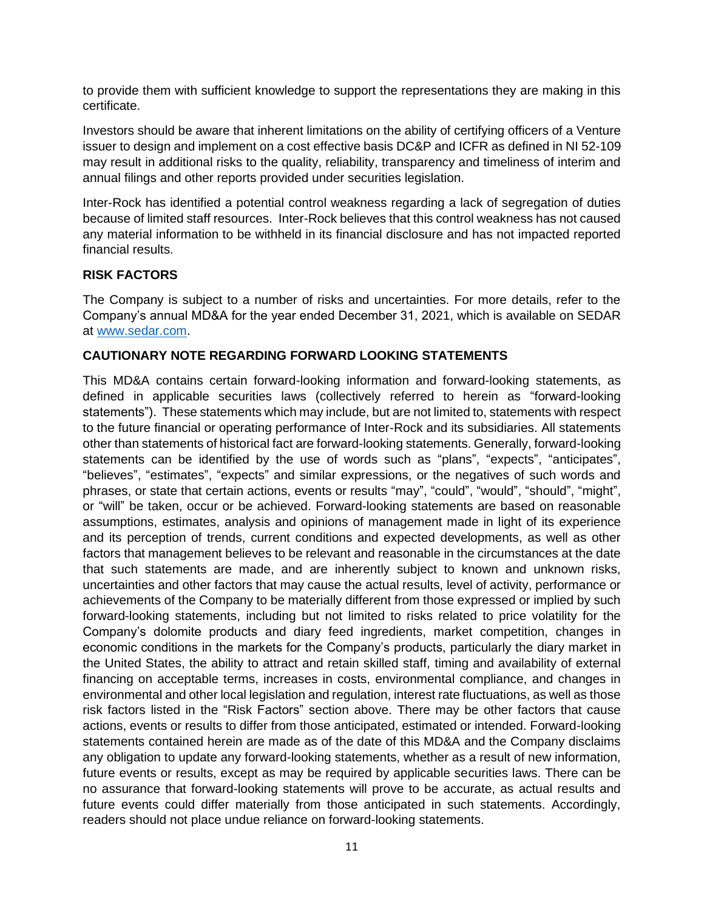to provide them with sufficient knowledge to support the representations they are making in this certificate.

Investors should be aware that inherent limitations on the ability of certifying officers of a Venture issuer to design and implement on a cost effective basis DC&P and ICFR as defined in NI 52-109 may result in additional risks to the quality, reliability, transparency and timeliness of interim and annual filings and other reports provided under securities legislation.

Inter-Rock has identified a potential control weakness regarding a lack of segregation of duties because of limited staff resources. Inter-Rock believes that this control weakness has not caused any material information to be withheld in its financial disclosure and has not impacted reported financial results.

## RISK FACTORS

The Company is subject to a number of risks and uncertainties. For more details, refer to the Company's annual MD&A for the year ended December 31, 2021, which is available on SEDAR at www.sedar.com.

## CAUTIONARY NOTE REGARDING FORWARD LOOKING STATEMENTS

This MD&A contains certain forward-looking information and forward-looking statements, as defined in applicable securities laws (collectively referred to herein as "forward-looking statements"). These statements which may include, but are not limited to, statements with respect to the future financial or operating performance of Inter-Rock and its subsidiaries. All statements other than statements of historical fact are forward-looking statements. Generally, forward-looking statements can be identified by the use of words such as "plans", "expects", "anticipates", "believes", "estimates", "expects" and similar expressions, or the negatives of such words and phrases, or state that certain actions, events or results "may", "could", "would", "should", "might", or "will" be taken, occur or be achieved. Forward-looking statements are based on reasonable assumptions, estimates, analysis and opinions of management made in light of its experience and its perception of trends, current conditions and expected developments, as well as other factors that management believes to be relevant and reasonable in the circumstances at the date that such statements are made, and are inherently subject to known and unknown risks, uncertainties and other factors that may cause the actual results, level of activity, performance or achievements of the Company to be materially different from those expressed or implied by such forward-looking statements, including but not limited to risks related to price volatility for the Company's dolomite products and diary feed ingredients, market competition, changes in economic conditions in the markets for the Company's products, particularly the diary market in the United States, the ability to attract and retain skilled staff, timing and availability of external financing on acceptable terms, increases in costs, environmental compliance, and changes in environmental and other local legislation and regulation, interest rate fluctuations, as well as those risk factors listed in the "Risk Factors" section above. There may be other factors that cause actions, events or results to differ from those anticipated, estimated or intended. Forward-looking statements contained herein are made as of the date of this MD&A and the Company disclaims any obligation to update any forward-looking statements, whether as a result of new information, future events or results, except as may be required by applicable securities laws. There can be no assurance that forward-looking statements will prove to be accurate, as actual results and future events could differ materially from those anticipated in such statements. Accordingly, readers should not place undue reliance on forward-looking statements.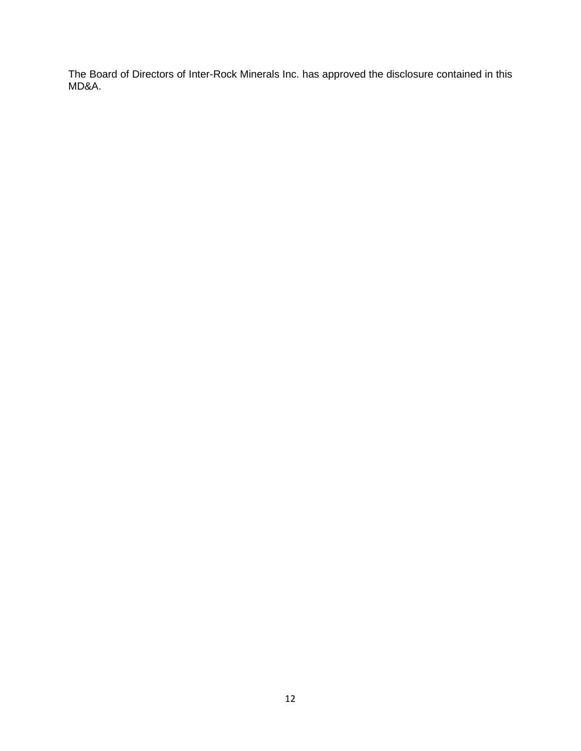The Board of Directors of Inter-Rock Minerals Inc. has approved the disclosure contained in this MD&A.